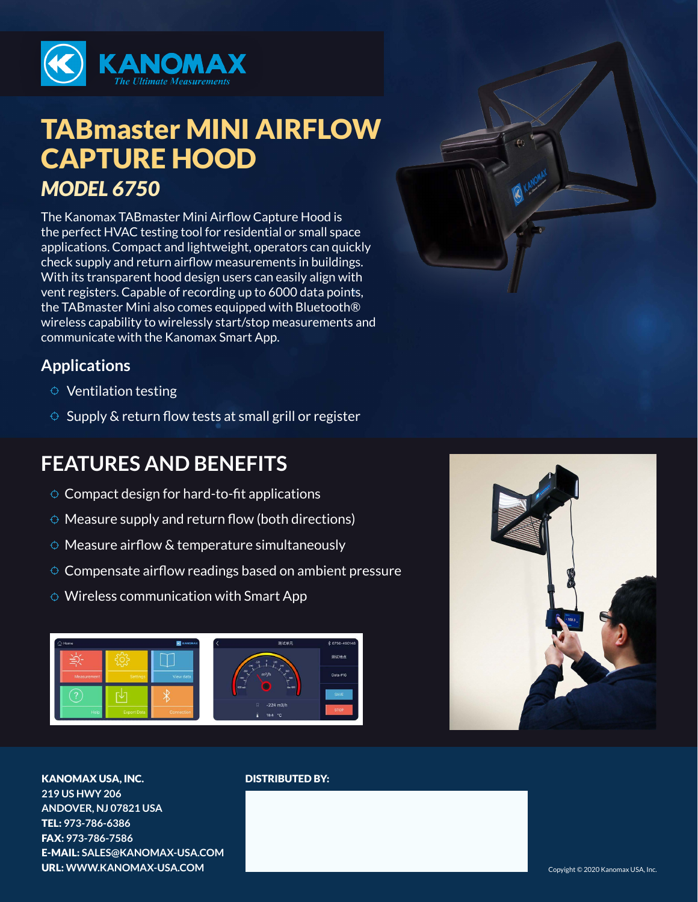KANOMAX
*The Ultimate Measurements*

# TABmaster MINI AIRFLOW CAPTURE HOOD

## *MODEL 6750*

The Kanomax TABmaster Mini Airflow Capture Hood is the perfect HVAC testing tool for residential or small space applications. Compact and lightweight, operators can quickly check supply and return airflow measurements in buildings. With its transparent hood design users can easily align with vent registers. Capable of recording up to 6000 data points, the TABmaster Mini also comes equipped with Bluetooth® wireless capability to wirelessly start/stop measurements and communicate with the Kanomax Smart App.

## Applications

- Ventilation testing
- Supply & return flow tests at small grill or register

## FEATURES AND BENEFITS

- Compact design for hard-to-fit applications
- Measure supply and return flow (both directions)
- Measure airflow & temperature simultaneously
- Compensate airflow readings based on ambient pressure
- Wireless communication with Smart App

**KANOMAX USA, INC.**
**219 US HWY 206**
**ANDOVER, NJ 07821 USA**
**TEL:** 973-786-6386
**FAX:** 973-786-7586
**E-MAIL:** SALES@KANOMAX-USA.COM
**URL:** WWW.KANOMAX-USA.COM

**DISTRIBUTED BY:**

Copyright © 2020 Kanomax USA, Inc.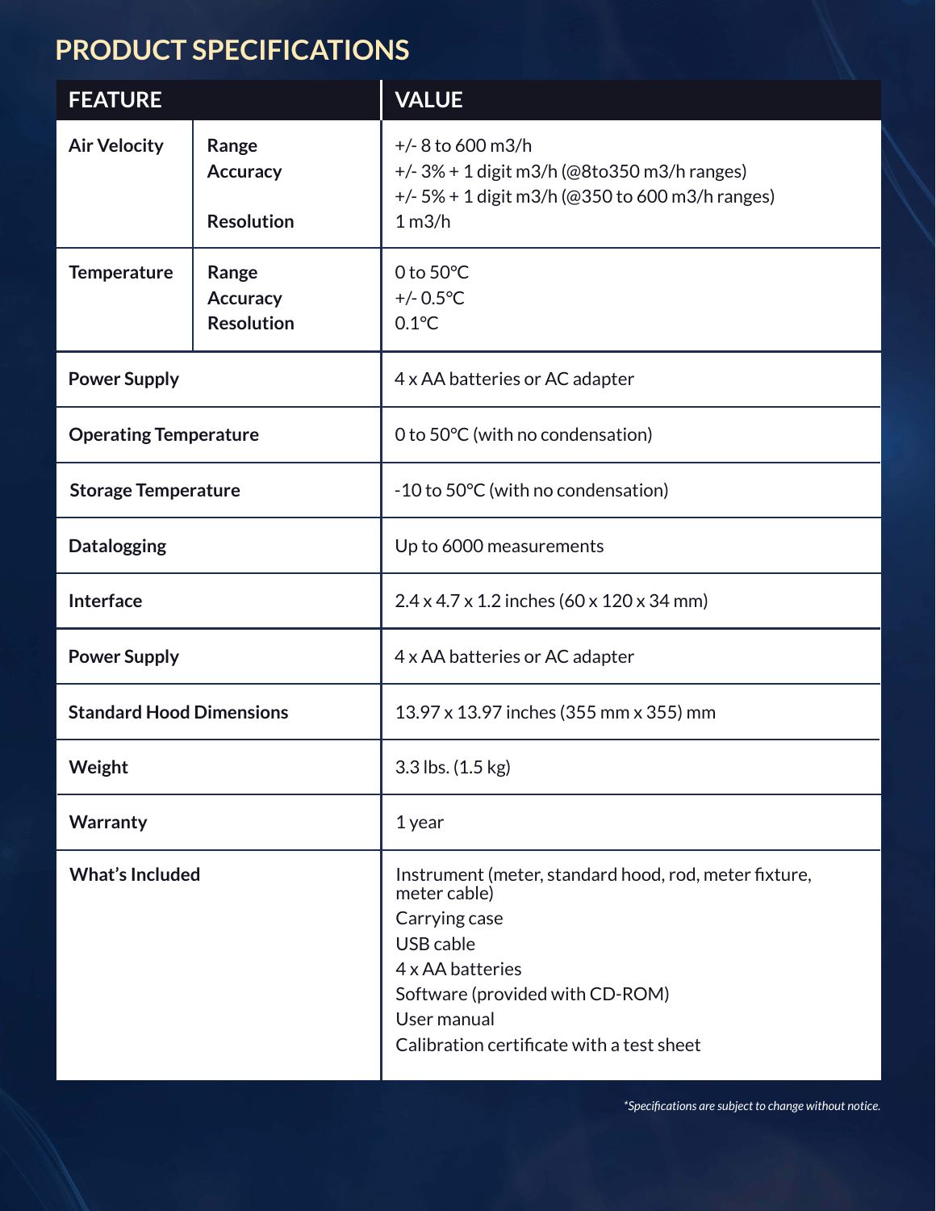## PRODUCT SPECIFICATIONS

| FEATURE | | VALUE |
|---|---|---|
| **Air Velocity** | **Range**<br>**Accuracy**<br><br>**Resolution** | +/- 8 to 600 m3/h<br>+/- 3% + 1 digit m3/h (@8to350 m3/h ranges)<br>+/- 5% + 1 digit m3/h (@350 to 600 m3/h ranges)<br>1 m3/h |
| **Temperature** | **Range**<br>**Accuracy**<br>**Resolution** | 0 to 50°C<br>+/- 0.5°C<br>0.1°C |
| **Power Supply** | | 4 x AA batteries or AC adapter |
| **Operating Temperature** | | 0 to 50°C (with no condensation) |
| **Storage Temperature** | | -10 to 50°C (with no condensation) |
| **Datalogging** | | Up to 6000 measurements |
| **Interface** | | 2.4 x 4.7 x 1.2 inches (60 x 120 x 34 mm) |
| **Power Supply** | | 4 x AA batteries or AC adapter |
| **Standard Hood Dimensions** | | 13.97 x 13.97 inches (355 mm x 355) mm |
| **Weight** | | 3.3 lbs. (1.5 kg) |
| **Warranty** | | 1 year |
| **What's Included** | | Instrument (meter, standard hood, rod, meter fixture, meter cable)<br>Carrying case<br>USB cable<br>4 x AA batteries<br>Software (provided with CD-ROM)<br>User manual<br>Calibration certificate with a test sheet |

*\*Specifications are subject to change without notice.*